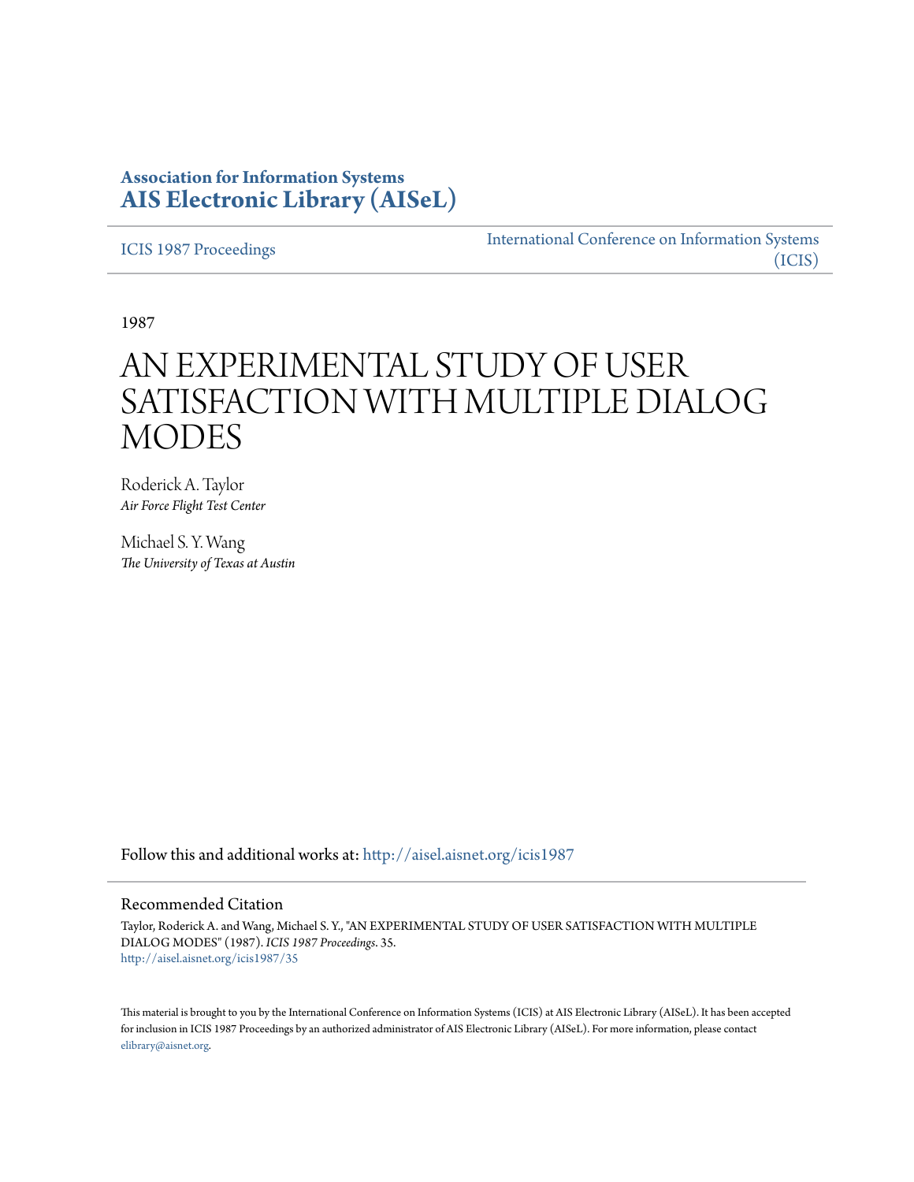**Association for Information Systems**
**AIS Electronic Library (AISeL)**

ICIS 1987 Proceedings

International Conference on Information Systems (ICIS)

1987

# AN EXPERIMENTAL STUDY OF USER SATISFACTION WITH MULTIPLE DIALOG MODES

Roderick A. Taylor
*Air Force Flight Test Center*

Michael S. Y. Wang
*The University of Texas at Austin*

Follow this and additional works at: http://aisel.aisnet.org/icis1987

## Recommended Citation

Taylor, Roderick A. and Wang, Michael S. Y., "AN EXPERIMENTAL STUDY OF USER SATISFACTION WITH MULTIPLE DIALOG MODES" (1987). *ICIS 1987 Proceedings*. 35.
http://aisel.aisnet.org/icis1987/35

This material is brought to you by the International Conference on Information Systems (ICIS) at AIS Electronic Library (AISeL). It has been accepted for inclusion in ICIS 1987 Proceedings by an authorized administrator of AIS Electronic Library (AISeL). For more information, please contact elibrary@aisnet.org.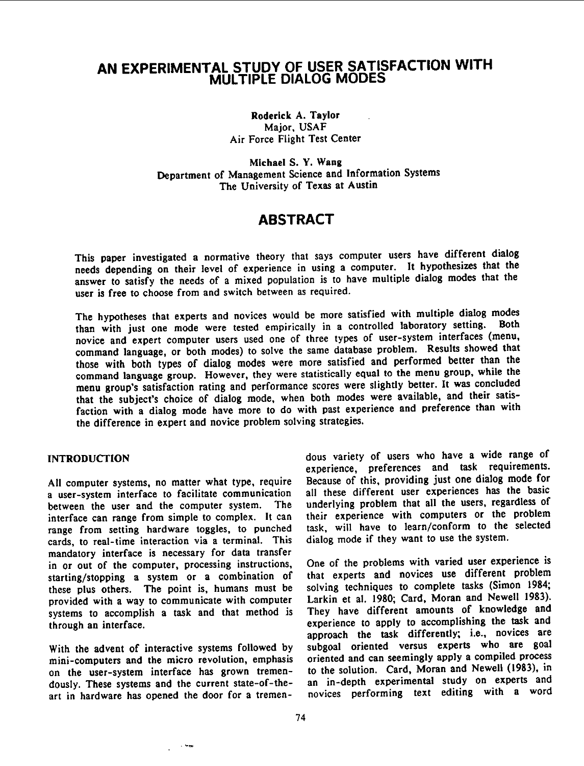# AN EXPERIMENTAL STUDY OF USER SATISFACTION WITH MULTIPLE DIALOG MODES

**Roderick A. Taylor**
Major, USAF
Air Force Flight Test Center

**Michael S. Y. Wang**
Department of Management Science and Information Systems
The University of Texas at Austin

## ABSTRACT

This paper investigated a normative theory that says computer users have different dialog needs depending on their level of experience in using a computer. It hypothesizes that the answer to satisfy the needs of a mixed population is to have multiple dialog modes that the user is free to choose from and switch between as required.

The hypotheses that experts and novices would be more satisfied with multiple dialog modes than with just one mode were tested empirically in a controlled laboratory setting. Both novice and expert computer users used one of three types of user-system interfaces (menu, command language, or both modes) to solve the same database problem. Results showed that those with both types of dialog modes were more satisfied and performed better than the command language group. However, they were statistically equal to the menu group, while the menu group's satisfaction rating and performance scores were slightly better. It was concluded that the subject's choice of dialog mode, when both modes were available, and their satisfaction with a dialog mode have more to do with past experience and preference than with the difference in expert and novice problem solving strategies.

## INTRODUCTION

All computer systems, no matter what type, require a user-system interface to facilitate communication between the user and the computer system. The interface can range from simple to complex. It can range from setting hardware toggles, to punched cards, to real-time interaction via a terminal. This mandatory interface is necessary for data transfer in or out of the computer, processing instructions, starting/stopping a system or a combination of these plus others. The point is, humans must be provided with a way to communicate with computer systems to accomplish a task and that method is through an interface.

With the advent of interactive systems followed by mini-computers and the micro revolution, emphasis on the user-system interface has grown tremendously. These systems and the current state-of-the-art in hardware has opened the door for a tremendous variety of users who have a wide range of experience, preferences and task requirements. Because of this, providing just one dialog mode for all these different user experiences has the basic underlying problem that all the users, regardless of their experience with computers or the problem task, will have to learn/conform to the selected dialog mode if they want to use the system.

One of the problems with varied user experience is that experts and novices use different problem solving techniques to complete tasks (Simon 1984; Larkin et al. 1980; Card, Moran and Newell 1983). They have different amounts of knowledge and experience to apply to accomplishing the task and approach the task differently; i.e., novices are subgoal oriented versus experts who are goal oriented and can seemingly apply a compiled process to the solution. Card, Moran and Newell (1983), in an in-depth experimental study on experts and novices performing text editing with a word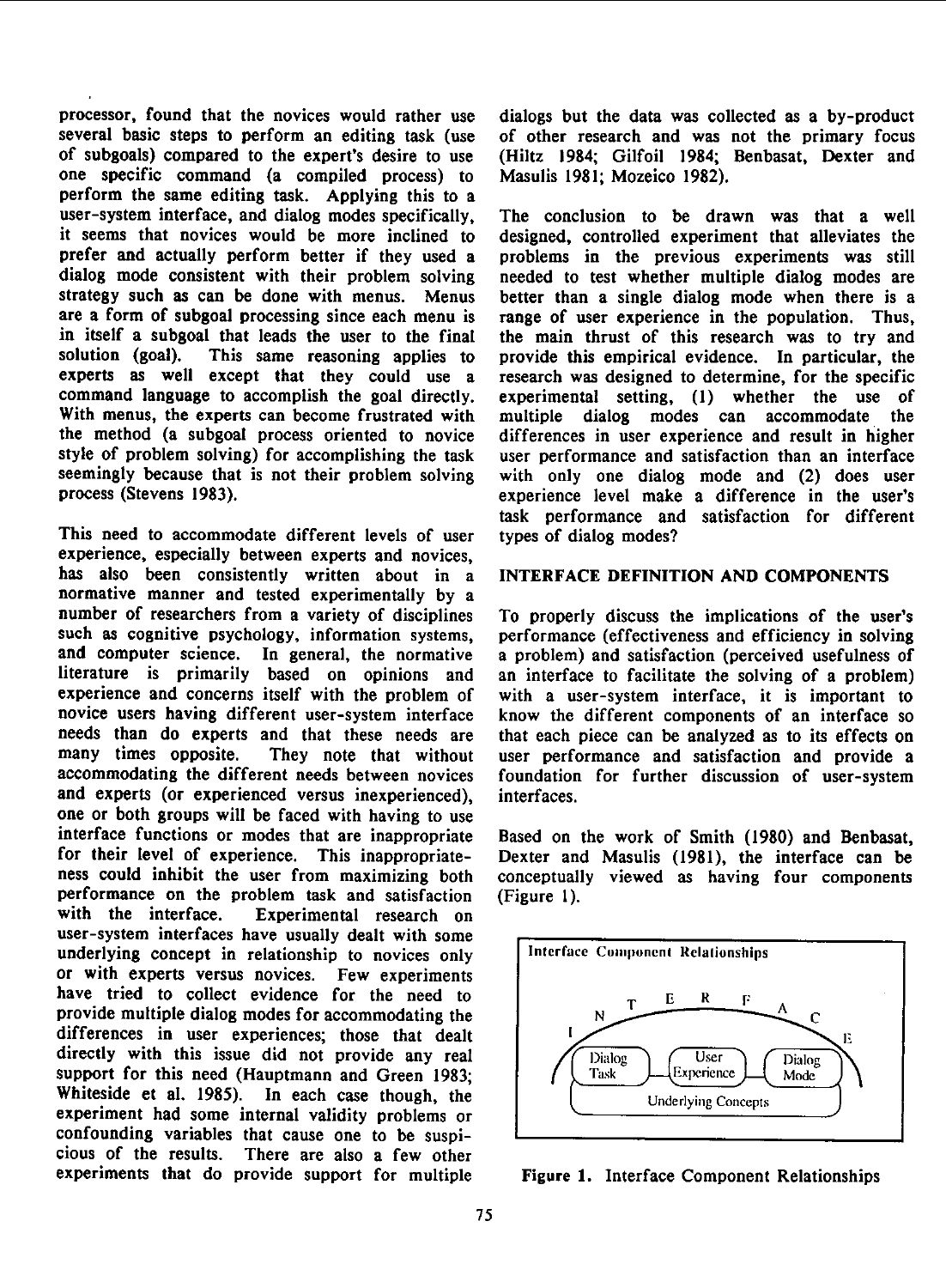processor, found that the novices would rather use several basic steps to perform an editing task (use of subgoals) compared to the expert's desire to use one specific command (a compiled process) to perform the same editing task. Applying this to a user-system interface, and dialog modes specifically, it seems that novices would be more inclined to prefer and actually perform better if they used a dialog mode consistent with their problem solving strategy such as can be done with menus. Menus are a form of subgoal processing since each menu is in itself a subgoal that leads the user to the final solution (goal). This same reasoning applies to experts as well except that they could use a command language to accomplish the goal directly. With menus, the experts can become frustrated with the method (a subgoal process oriented to novice style of problem solving) for accomplishing the task seemingly because that is not their problem solving process (Stevens 1983).

This need to accommodate different levels of user experience, especially between experts and novices, has also been consistently written about in a normative manner and tested experimentally by a number of researchers from a variety of disciplines such as cognitive psychology, information systems, and computer science. In general, the normative literature is primarily based on opinions and experience and concerns itself with the problem of novice users having different user-system interface needs than do experts and that these needs are many times opposite. They note that without accommodating the different needs between novices and experts (or experienced versus inexperienced), one or both groups will be faced with having to use interface functions or modes that are inappropriate for their level of experience. This inappropriateness could inhibit the user from maximizing both performance on the problem task and satisfaction with the interface. Experimental research on user-system interfaces have usually dealt with some underlying concept in relationship to novices only or with experts versus novices. Few experiments have tried to collect evidence for the need to provide multiple dialog modes for accommodating the differences in user experiences; those that dealt directly with this issue did not provide any real support for this need (Hauptmann and Green 1983; Whiteside et al. 1985). In each case though, the experiment had some internal validity problems or confounding variables that cause one to be suspicious of the results. There are also a few other experiments that do provide support for multiple dialogs but the data was collected as a by-product of other research and was not the primary focus (Hiltz 1984; Gilfoil 1984; Benbasat, Dexter and Masulis 1981; Mozeico 1982).

The conclusion to be drawn was that a well designed, controlled experiment that alleviates the problems in the previous experiments was still needed to test whether multiple dialog modes are better than a single dialog mode when there is a range of user experience in the population. Thus, the main thrust of this research was to try and provide this empirical evidence. In particular, the research was designed to determine, for the specific experimental setting, (1) whether the use of multiple dialog modes can accommodate the differences in user experience and result in higher user performance and satisfaction than an interface with only one dialog mode and (2) does user experience level make a difference in the user's task performance and satisfaction for different types of dialog modes?

## INTERFACE DEFINITION AND COMPONENTS

To properly discuss the implications of the user's performance (effectiveness and efficiency in solving a problem) and satisfaction (perceived usefulness of an interface to facilitate the solving of a problem) with a user-system interface, it is important to know the different components of an interface so that each piece can be analyzed as to its effects on user performance and satisfaction and provide a foundation for further discussion of user-system interfaces.

Based on the work of Smith (1980) and Benbasat, Dexter and Masulis (1981), the interface can be conceptually viewed as having four components (Figure 1).

Interface Component Relationships

INTERFACE

Dialog Task — User Experience — Dialog Mode

Underlying Concepts

**Figure 1.** Interface Component Relationships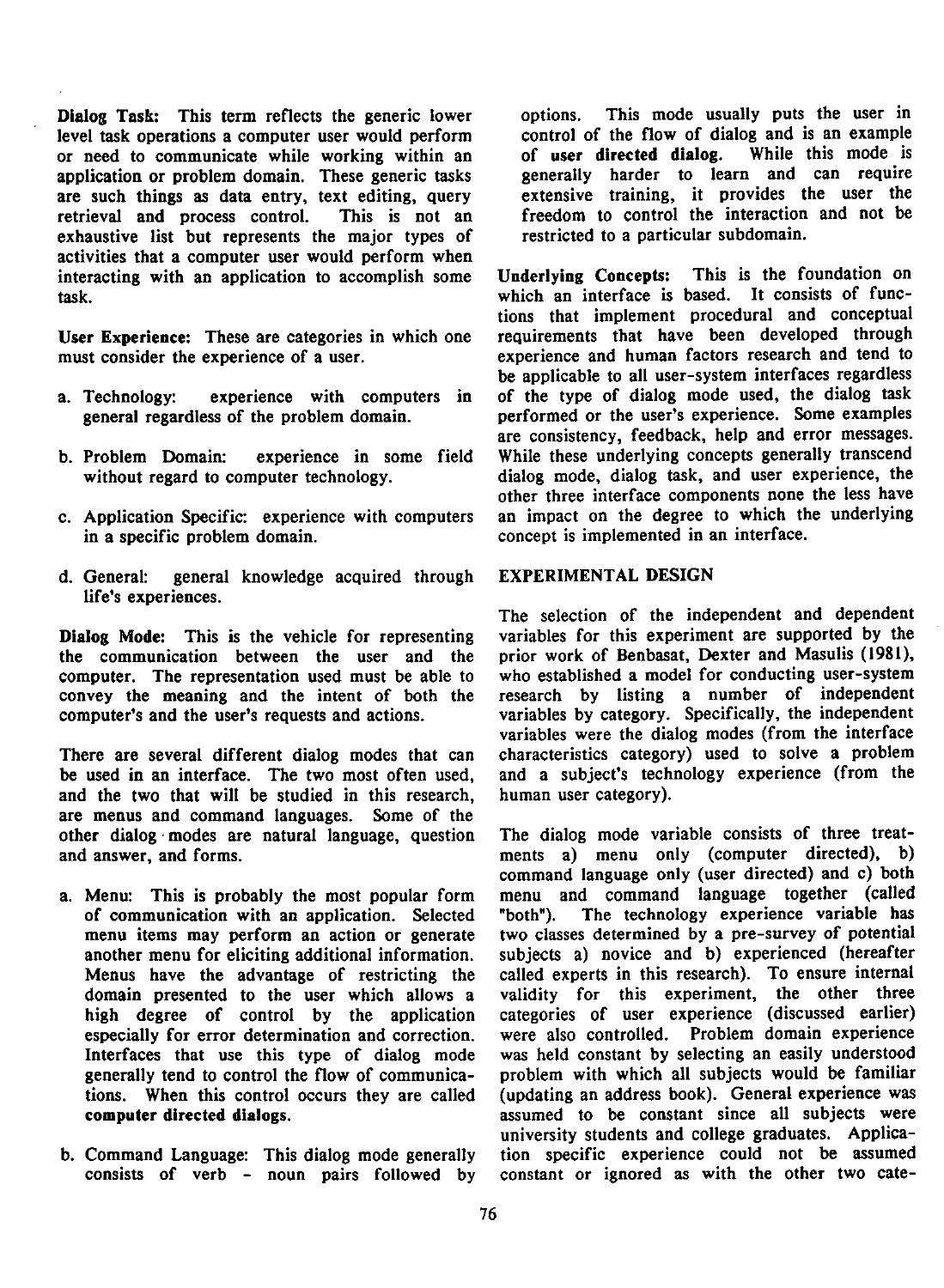**Dialog Task:** This term reflects the generic lower level task operations a computer user would perform or need to communicate while working within an application or problem domain. These generic tasks are such things as data entry, text editing, query retrieval and process control. This is not an exhaustive list but represents the major types of activities that a computer user would perform when interacting with an application to accomplish some task.

**User Experience:** These are categories in which one must consider the experience of a user.

a. Technology: experience with computers in general regardless of the problem domain.

b. Problem Domain: experience in some field without regard to computer technology.

c. Application Specific: experience with computers in a specific problem domain.

d. General: general knowledge acquired through life's experiences.

**Dialog Mode:** This is the vehicle for representing the communication between the user and the computer. The representation used must be able to convey the meaning and the intent of both the computer's and the user's requests and actions.

There are several different dialog modes that can be used in an interface. The two most often used, and the two that will be studied in this research, are menus and command languages. Some of the other dialog modes are natural language, question and answer, and forms.

a. Menu: This is probably the most popular form of communication with an application. Selected menu items may perform an action or generate another menu for eliciting additional information. Menus have the advantage of restricting the domain presented to the user which allows a high degree of control by the application especially for error determination and correction. Interfaces that use this type of dialog mode generally tend to control the flow of communications. When this control occurs they are called **computer directed dialogs.**

b. Command Language: This dialog mode generally consists of verb - noun pairs followed by options. This mode usually puts the user in control of the flow of dialog and is an example of **user directed dialog.** While this mode is generally harder to learn and can require extensive training, it provides the user the freedom to control the interaction and not be restricted to a particular subdomain.

**Underlying Concepts:** This is the foundation on which an interface is based. It consists of functions that implement procedural and conceptual requirements that have been developed through experience and human factors research and tend to be applicable to all user-system interfaces regardless of the type of dialog mode used, the dialog task performed or the user's experience. Some examples are consistency, feedback, help and error messages. While these underlying concepts generally transcend dialog mode, dialog task, and user experience, the other three interface components none the less have an impact on the degree to which the underlying concept is implemented in an interface.

## EXPERIMENTAL DESIGN

The selection of the independent and dependent variables for this experiment are supported by the prior work of Benbasat, Dexter and Masulis (1981), who established a model for conducting user-system research by listing a number of independent variables by category. Specifically, the independent variables were the dialog modes (from the interface characteristics category) used to solve a problem and a subject's technology experience (from the human user category).

The dialog mode variable consists of three treatments a) menu only (computer directed), b) command language only (user directed) and c) both menu and command language together (called "both"). The technology experience variable has two classes determined by a pre-survey of potential subjects a) novice and b) experienced (hereafter called experts in this research). To ensure internal validity for this experiment, the other three categories of user experience (discussed earlier) were also controlled. Problem domain experience was held constant by selecting an easily understood problem with which all subjects would be familiar (updating an address book). General experience was assumed to be constant since all subjects were university students and college graduates. Application specific experience could not be assumed constant or ignored as with the other two cate-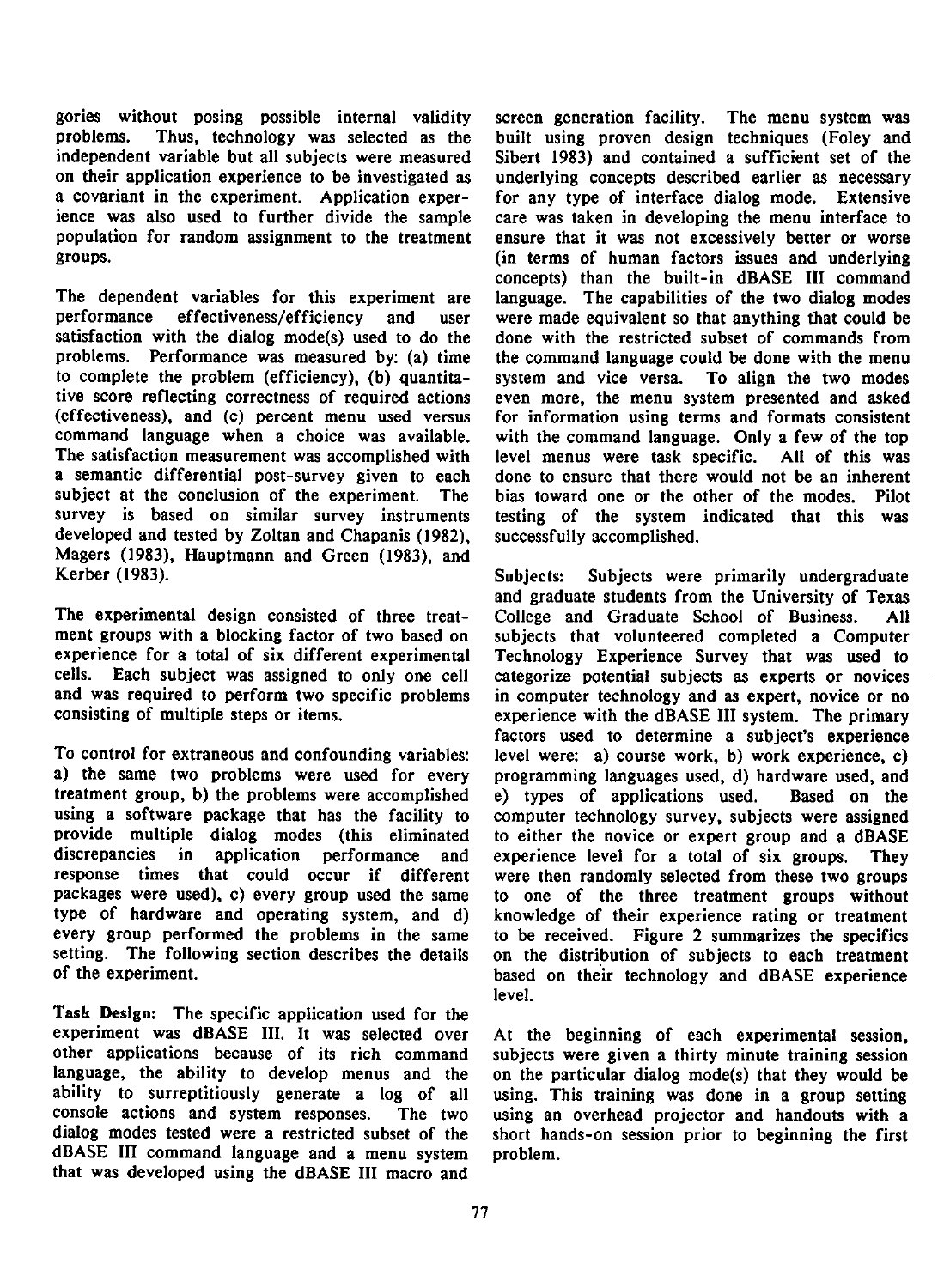gories without posing possible internal validity problems. Thus, technology was selected as the independent variable but all subjects were measured on their application experience to be investigated as a covariant in the experiment. Application experience was also used to further divide the sample population for random assignment to the treatment groups.

The dependent variables for this experiment are performance effectiveness/efficiency and user satisfaction with the dialog mode(s) used to do the problems. Performance was measured by: (a) time to complete the problem (efficiency), (b) quantitative score reflecting correctness of required actions (effectiveness), and (c) percent menu used versus command language when a choice was available. The satisfaction measurement was accomplished with a semantic differential post-survey given to each subject at the conclusion of the experiment. The survey is based on similar survey instruments developed and tested by Zoltan and Chapanis (1982), Magers (1983), Hauptmann and Green (1983), and Kerber (1983).

The experimental design consisted of three treatment groups with a blocking factor of two based on experience for a total of six different experimental cells. Each subject was assigned to only one cell and was required to perform two specific problems consisting of multiple steps or items.

To control for extraneous and confounding variables: a) the same two problems were used for every treatment group, b) the problems were accomplished using a software package that has the facility to provide multiple dialog modes (this eliminated discrepancies in application performance and response times that could occur if different packages were used), c) every group used the same type of hardware and operating system, and d) every group performed the problems in the same setting. The following section describes the details of the experiment.

**Task Design:** The specific application used for the experiment was dBASE III. It was selected over other applications because of its rich command language, the ability to develop menus and the ability to surreptitiously generate a log of all console actions and system responses. The two dialog modes tested were a restricted subset of the dBASE III command language and a menu system that was developed using the dBASE III macro and screen generation facility. The menu system was built using proven design techniques (Foley and Sibert 1983) and contained a sufficient set of the underlying concepts described earlier as necessary for any type of interface dialog mode. Extensive care was taken in developing the menu interface to ensure that it was not excessively better or worse (in terms of human factors issues and underlying concepts) than the built-in dBASE III command language. The capabilities of the two dialog modes were made equivalent so that anything that could be done with the restricted subset of commands from the command language could be done with the menu system and vice versa. To align the two modes even more, the menu system presented and asked for information using terms and formats consistent with the command language. Only a few of the top level menus were task specific. All of this was done to ensure that there would not be an inherent bias toward one or the other of the modes. Pilot testing of the system indicated that this was successfully accomplished.

**Subjects:** Subjects were primarily undergraduate and graduate students from the University of Texas College and Graduate School of Business. All subjects that volunteered completed a Computer Technology Experience Survey that was used to categorize potential subjects as experts or novices in computer technology and as expert, novice or no experience with the dBASE III system. The primary factors used to determine a subject's experience level were: a) course work, b) work experience, c) programming languages used, d) hardware used, and e) types of applications used. Based on the computer technology survey, subjects were assigned to either the novice or expert group and a dBASE experience level for a total of six groups. They were then randomly selected from these two groups to one of the three treatment groups without knowledge of their experience rating or treatment to be received. Figure 2 summarizes the specifics on the distribution of subjects to each treatment based on their technology and dBASE experience level.

At the beginning of each experimental session, subjects were given a thirty minute training session on the particular dialog mode(s) that they would be using. This training was done in a group setting using an overhead projector and handouts with a short hands-on session prior to beginning the first problem.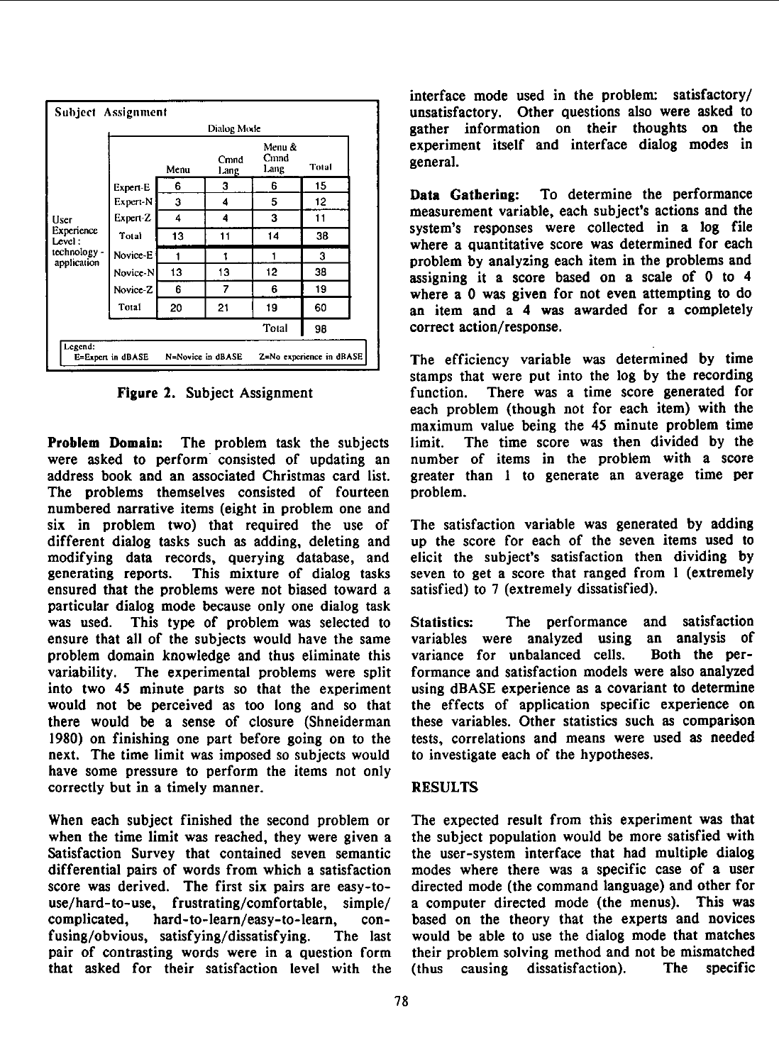**Subject Assignment**

| User Experience Level: technology - application | | Dialog Mode | | | |
|---|---|---|---|---|---|
| | | Menu | Cmnd Lang | Menu & Cmnd Lang | Total |
| | Expert-E | 6 | 3 | 6 | 15 |
| | Expert-N | 3 | 4 | 5 | 12 |
| | Expert-Z | 4 | 4 | 3 | 11 |
| | Total | 13 | 11 | 14 | 38 |
| | Novice-E | 1 | 1 | 1 | 3 |
| | Novice-N | 13 | 13 | 12 | 38 |
| | Novice-Z | 6 | 7 | 6 | 19 |
| | Total | 20 | 21 | 19 | 60 |
| | | | | Total | 98 |

Legend: E=Expert in dBASE N=Novice in dBASE Z=No experience in dBASE

**Figure 2.** Subject Assignment

**Problem Domain:** The problem task the subjects were asked to perform consisted of updating an address book and an associated Christmas card list. The problems themselves consisted of fourteen numbered narrative items (eight in problem one and six in problem two) that required the use of different dialog tasks such as adding, deleting and modifying data records, querying database, and generating reports. This mixture of dialog tasks ensured that the problems were not biased toward a particular dialog mode because only one dialog task was used. This type of problem was selected to ensure that all of the subjects would have the same problem domain knowledge and thus eliminate this variability. The experimental problems were split into two 45 minute parts so that the experiment would not be perceived as too long and so that there would be a sense of closure (Shneiderman 1980) on finishing one part before going on to the next. The time limit was imposed so subjects would have some pressure to perform the items not only correctly but in a timely manner.

When each subject finished the second problem or when the time limit was reached, they were given a Satisfaction Survey that contained seven semantic differential pairs of words from which a satisfaction score was derived. The first six pairs are easy-to-use/hard-to-use, frustrating/comfortable, simple/complicated, hard-to-learn/easy-to-learn, confusing/obvious, satisfying/dissatisfying. The last pair of contrasting words were in a question form that asked for their satisfaction level with the interface mode used in the problem: satisfactory/unsatisfactory. Other questions also were asked to gather information on their thoughts on the experiment itself and interface dialog modes in general.

**Data Gathering:** To determine the performance measurement variable, each subject's actions and the system's responses were collected in a log file where a quantitative score was determined for each problem by analyzing each item in the problems and assigning it a score based on a scale of 0 to 4 where a 0 was given for not even attempting to do an item and a 4 was awarded for a completely correct action/response.

The efficiency variable was determined by time stamps that were put into the log by the recording function. There was a time score generated for each problem (though not for each item) with the maximum value being the 45 minute problem time limit. The time score was then divided by the number of items in the problem with a score greater than 1 to generate an average time per problem.

The satisfaction variable was generated by adding up the score for each of the seven items used to elicit the subject's satisfaction then dividing by seven to get a score that ranged from 1 (extremely satisfied) to 7 (extremely dissatisfied).

**Statistics:** The performance and satisfaction variables were analyzed using an analysis of variance for unbalanced cells. Both the performance and satisfaction models were also analyzed using dBASE experience as a covariant to determine the effects of application specific experience on these variables. Other statistics such as comparison tests, correlations and means were used as needed to investigate each of the hypotheses.

## RESULTS

The expected result from this experiment was that the subject population would be more satisfied with the user-system interface that had multiple dialog modes where there was a specific case of a user directed mode (the command language) and other for a computer directed mode (the menus). This was based on the theory that the experts and novices would be able to use the dialog mode that matches their problem solving method and not be mismatched (thus causing dissatisfaction). The specific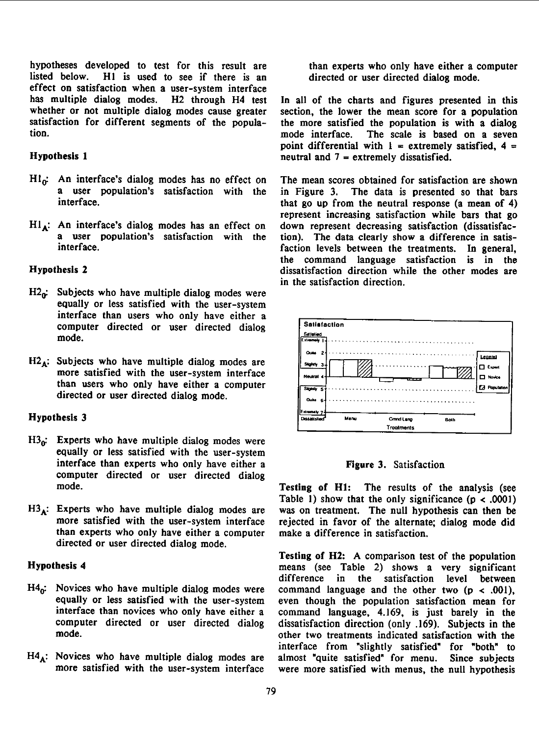hypotheses developed to test for this result are listed below. H1 is used to see if there is an effect on satisfaction when a user-system interface has multiple dialog modes. H2 through H4 test whether or not multiple dialog modes cause greater satisfaction for different segments of the population.

### Hypothesis 1

$H1_0$: An interface's dialog modes has no effect on a user population's satisfaction with the interface.

$H1_A$: An interface's dialog modes has an effect on a user population's satisfaction with the interface.

### Hypothesis 2

$H2_0$: Subjects who have multiple dialog modes were equally or less satisfied with the user-system interface than users who only have either a computer directed or user directed dialog mode.

$H2_A$: Subjects who have multiple dialog modes are more satisfied with the user-system interface than users who only have either a computer directed or user directed dialog mode.

### Hypothesis 3

$H3_0$: Experts who have multiple dialog modes were equally or less satisfied with the user-system interface than experts who only have either a computer directed or user directed dialog mode.

$H3_A$: Experts who have multiple dialog modes are more satisfied with the user-system interface than experts who only have either a computer directed or user directed dialog mode.

### Hypothesis 4

$H4_0$: Novices who have multiple dialog modes were equally or less satisfied with the user-system interface than novices who only have either a computer directed or user directed dialog mode.

$H4_A$: Novices who have multiple dialog modes are more satisfied with the user-system interface than experts who only have either a computer directed or user directed dialog mode.

In all of the charts and figures presented in this section, the lower the mean score for a population the more satisfied the population is with a dialog mode interface. The scale is based on a seven point differential with 1 = extremely satisfied, 4 = neutral and 7 = extremely dissatisfied.

The mean scores obtained for satisfaction are shown in Figure 3. The data is presented so that bars that go up from the neutral response (a mean of 4) represent increasing satisfaction while bars that go down represent decreasing satisfaction (dissatisfaction). The data clearly show a difference in satisfaction levels between the treatments. In general, the command language satisfaction is in the dissatisfaction direction while the other modes are in the satisfaction direction.

**Figure 3.** Satisfaction

**Testing of H1:** The results of the analysis (see Table 1) show that the only significance ($p < .0001$) was on treatment. The null hypothesis can then be rejected in favor of the alternate; dialog mode did make a difference in satisfaction.

**Testing of H2:** A comparison test of the population means (see Table 2) shows a very significant difference in the satisfaction level between command language and the other two ($p < .001$), even though the population satisfaction mean for command language, 4.169, is just barely in the dissatisfaction direction (only .169). Subjects in the other two treatments indicated satisfaction with the interface from "slightly satisfied" for "both" to almost "quite satisfied" for menu. Since subjects were more satisfied with menus, the null hypothesis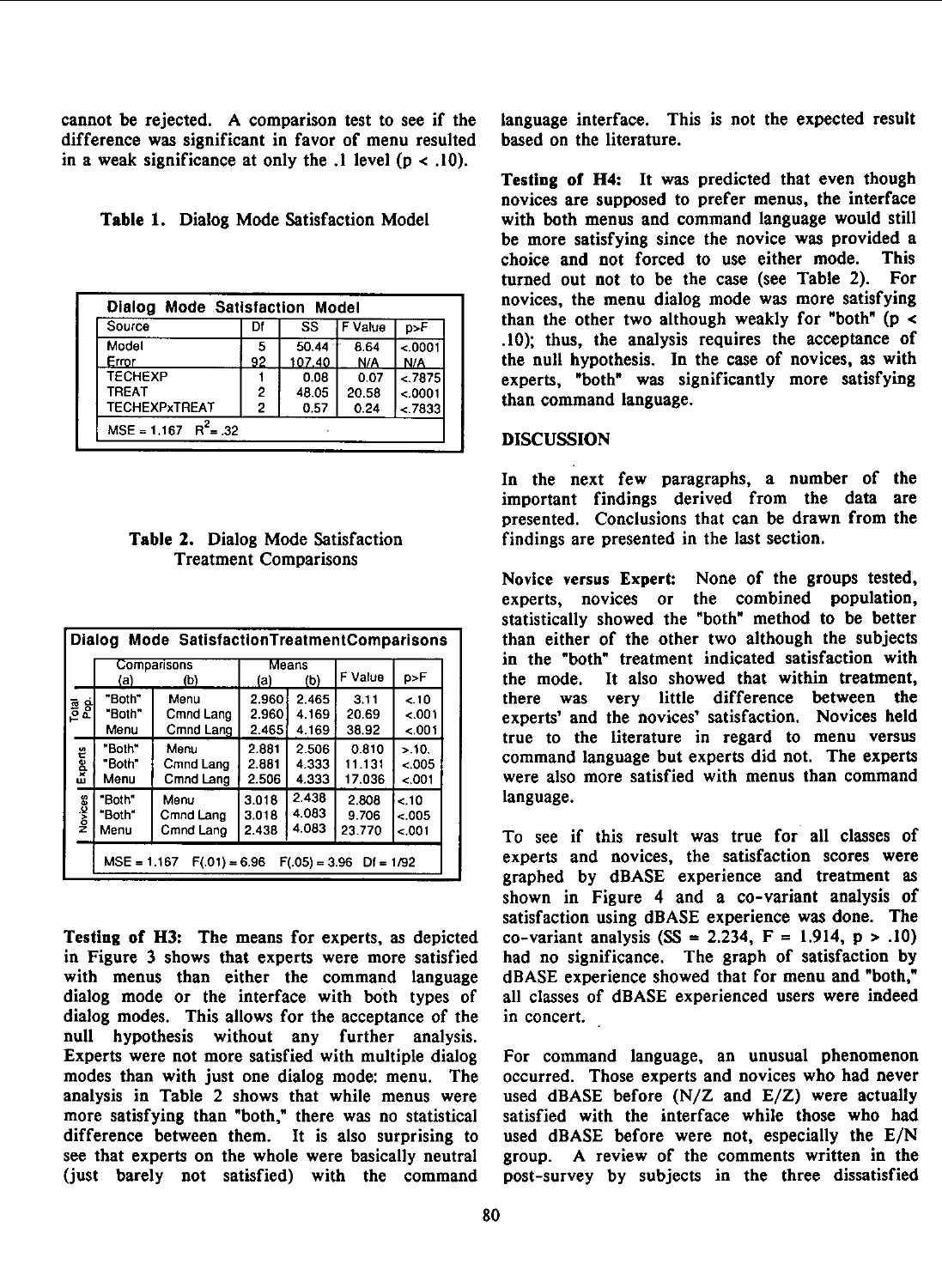cannot be rejected. A comparison test to see if the difference was significant in favor of menu resulted in a weak significance at only the .1 level ($p < .10$).

**Table 1.** Dialog Mode Satisfaction Model

| Source | Df | SS | F Value | p>F |
|---|---|---|---|---|
| Model | 5 | 50.44 | 8.64 | <.0001 |
| Error | 92 | 107.40 | N/A | N/A |
| TECHEXP | 1 | 0.08 | 0.07 | <.7875 |
| TREAT | 2 | 48.05 | 20.58 | <.0001 |
| TECHEXPxTREAT | 2 | 0.57 | 0.24 | <.7833 |
| MSE = 1.167 $R^2$= .32 | | | | |

**Table 2.** Dialog Mode Satisfaction Treatment Comparisons

| | Comparisons (a) | Comparisons (b) | Means (a) | Means (b) | F Value | p>F |
|---|---|---|---|---|---|---|
| Total Pop. | "Both" | Menu | 2.960 | 2.465 | 3.11 | <.10 |
| | "Both" | Cmnd Lang | 2.960 | 4.169 | 20.69 | <.001 |
| | Menu | Cmnd Lang | 2.465 | 4.169 | 38.92 | <.001 |
| Experts | "Both" | Menu | 2.881 | 2.506 | 0.810 | >.10. |
| | "Both" | Cmnd Lang | 2.881 | 4.333 | 11.131 | <.005 |
| | Menu | Cmnd Lang | 2.506 | 4.333 | 17.036 | <.001 |
| Novices | "Both" | Menu | 3.018 | 2.438 | 2.808 | <.10 |
| | "Both" | Cmnd Lang | 3.018 | 4.083 | 9.706 | <.005 |
| | Menu | Cmnd Lang | 2.438 | 4.083 | 23.770 | <.001 |
| MSE = 1.167 F(.01) = 6.96 F(.05) = 3.96 Df = 1/92 | | | | | | |

**Testing of H3:** The means for experts, as depicted in Figure 3 shows that experts were more satisfied with menus than either the command language dialog mode or the interface with both types of dialog modes. This allows for the acceptance of the null hypothesis without any further analysis. Experts were not more satisfied with multiple dialog modes than with just one dialog mode: menu. The analysis in Table 2 shows that while menus were more satisfying than "both," there was no statistical difference between them. It is also surprising to see that experts on the whole were basically neutral (just barely not satisfied) with the command language interface. This is not the expected result based on the literature.

**Testing of H4:** It was predicted that even though novices are supposed to prefer menus, the interface with both menus and command language would still be more satisfying since the novice was provided a choice and not forced to use either mode. This turned out not to be the case (see Table 2). For novices, the menu dialog mode was more satisfying than the other two although weakly for "both" ($p < .10$); thus, the analysis requires the acceptance of the null hypothesis. In the case of novices, as with experts, "both" was significantly more satisfying than command language.

## DISCUSSION

In the next few paragraphs, a number of the important findings derived from the data are presented. Conclusions that can be drawn from the findings are presented in the last section.

**Novice versus Expert:** None of the groups tested, experts, novices or the combined population, statistically showed the "both" method to be better than either of the other two although the subjects in the "both" treatment indicated satisfaction with the mode. It also showed that within treatment, there was very little difference between the experts' and the novices' satisfaction. Novices held true to the literature in regard to menu versus command language but experts did not. The experts were also more satisfied with menus than command language.

To see if this result was true for all classes of experts and novices, the satisfaction scores were graphed by dBASE experience and treatment as shown in Figure 4 and a co-variant analysis of satisfaction using dBASE experience was done. The co-variant analysis (SS = 2.234, F = 1.914, $p > .10$) had no significance. The graph of satisfaction by dBASE experience showed that for menu and "both," all classes of dBASE experienced users were indeed in concert.

For command language, an unusual phenomenon occurred. Those experts and novices who had never used dBASE before (N/Z and E/Z) were actually satisfied with the interface while those who had used dBASE before were not, especially the E/N group. A review of the comments written in the post-survey by subjects in the three dissatisfied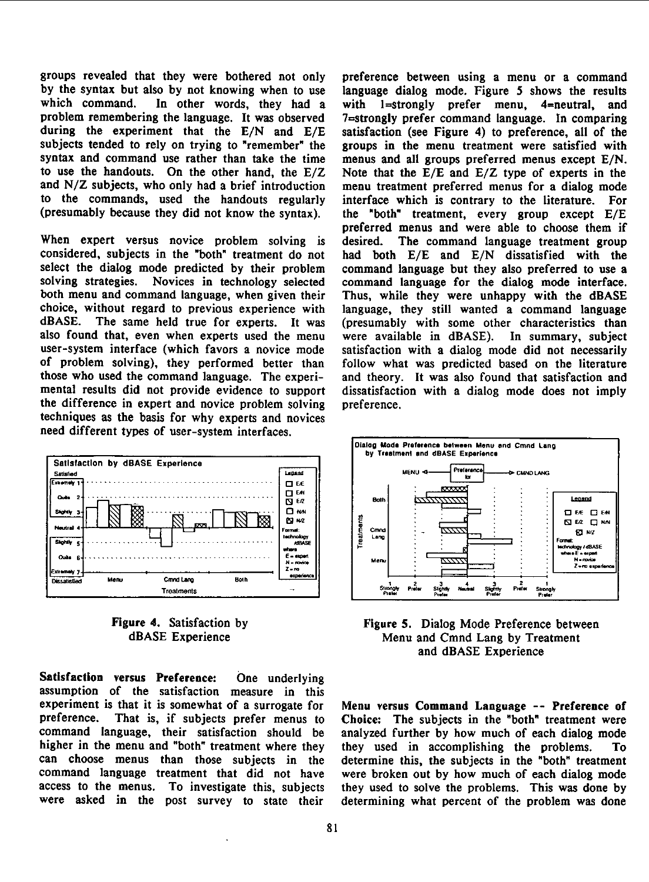groups revealed that they were bothered not only by the syntax but also by not knowing when to use which command. In other words, they had a problem remembering the language. It was observed during the experiment that the E/N and E/E subjects tended to rely on trying to "remember" the syntax and command use rather than take the time to use the handouts. On the other hand, the E/Z and N/Z subjects, who only had a brief introduction to the commands, used the handouts regularly (presumably because they did not know the syntax).

When expert versus novice problem solving is considered, subjects in the "both" treatment do not select the dialog mode predicted by their problem solving strategies. Novices in technology selected both menu and command language, when given their choice, without regard to previous experience with dBASE. The same held true for experts. It was also found that, even when experts used the menu user-system interface (which favors a novice mode of problem solving), they performed better than those who used the command language. The experimental results did not provide evidence to support the difference in expert and novice problem solving techniques as the basis for why experts and novices need different types of user-system interfaces.

Figure 4. Satisfaction by dBASE Experience

**Satisfaction versus Preference:** One underlying assumption of the satisfaction measure in this experiment is that it is somewhat of a surrogate for preference. That is, if subjects prefer menus to command language, their satisfaction should be higher in the menu and "both" treatment where they can choose menus than those subjects in the command language treatment that did not have access to the menus. To investigate this, subjects were asked in the post survey to state their preference between using a menu or a command language dialog mode. Figure 5 shows the results with 1=strongly prefer menu, 4=neutral, and 7=strongly prefer command language. In comparing satisfaction (see Figure 4) to preference, all of the groups in the menu treatment were satisfied with menus and all groups preferred menus except E/N. Note that the E/E and E/Z type of experts in the menu treatment preferred menus for a dialog mode interface which is contrary to the literature. For the "both" treatment, every group except E/E preferred menus and were able to choose them if desired. The command language treatment group had both E/E and E/N dissatisfied with the command language but they also preferred to use a command language for the dialog mode interface. Thus, while they were unhappy with the dBASE language, they still wanted a command language (presumably with some other characteristics than were available in dBASE). In summary, subject satisfaction with a dialog mode did not necessarily follow what was predicted based on the literature and theory. It was also found that satisfaction and dissatisfaction with a dialog mode does not imply preference.

Figure 5. Dialog Mode Preference between Menu and Cmnd Lang by Treatment and dBASE Experience

**Menu versus Command Language -- Preference of Choice:** The subjects in the "both" treatment were analyzed further by how much of each dialog mode they used in accomplishing the problems. To determine this, the subjects in the "both" treatment were broken out by how much of each dialog mode they used to solve the problems. This was done by determining what percent of the problem was done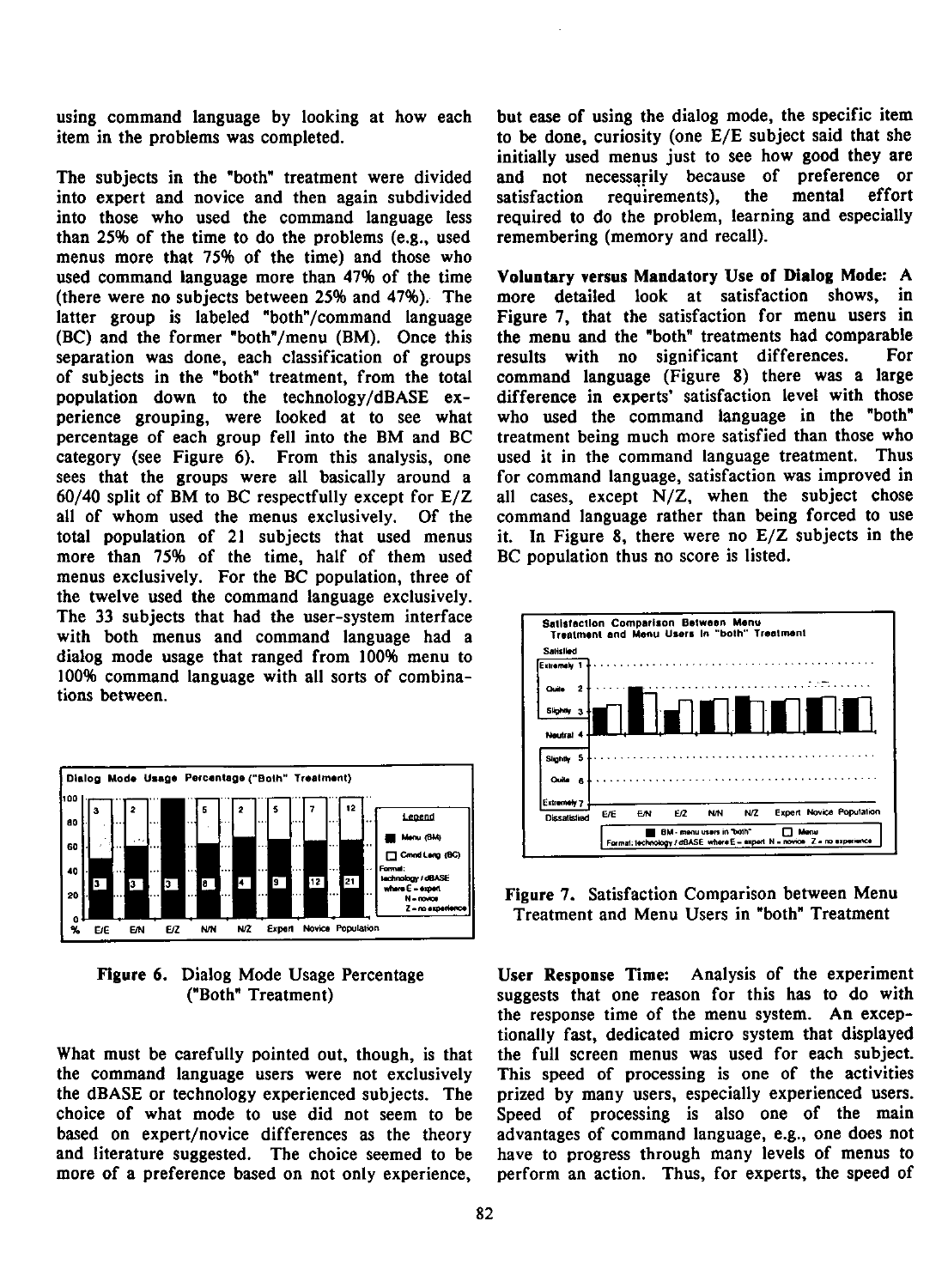using command language by looking at how each item in the problems was completed.

The subjects in the "both" treatment were divided into expert and novice and then again subdivided into those who used the command language less than 25% of the time to do the problems (e.g., used menus more that 75% of the time) and those who used command language more than 47% of the time (there were no subjects between 25% and 47%). The latter group is labeled "both"/command language (BC) and the former "both"/menu (BM). Once this separation was done, each classification of groups of subjects in the "both" treatment, from the total population down to the technology/dBASE experience grouping, were looked at to see what percentage of each group fell into the BM and BC category (see Figure 6). From this analysis, one sees that the groups were all basically around a 60/40 split of BM to BC respectfully except for E/Z all of whom used the menus exclusively. Of the total population of 21 subjects that used menus more than 75% of the time, half of them used menus exclusively. For the BC population, three of the twelve used the command language exclusively. The 33 subjects that had the user-system interface with both menus and command language had a dialog mode usage that ranged from 100% menu to 100% command language with all sorts of combinations between.

Figure 6. Dialog Mode Usage Percentage ("Both" Treatment)

What must be carefully pointed out, though, is that the command language users were not exclusively the dBASE or technology experienced subjects. The choice of what mode to use did not seem to be based on expert/novice differences as the theory and literature suggested. The choice seemed to be more of a preference based on not only experience, but ease of using the dialog mode, the specific item to be done, curiosity (one E/E subject said that she initially used menus just to see how good they are and not necessarily because of preference or satisfaction requirements), the mental effort required to do the problem, learning and especially remembering (memory and recall).

**Voluntary versus Mandatory Use of Dialog Mode:** A more detailed look at satisfaction shows, in Figure 7, that the satisfaction for menu users in the menu and the "both" treatments had comparable results with no significant differences. For command language (Figure 8) there was a large difference in experts' satisfaction level with those who used the command language in the "both" treatment being much more satisfied than those who used it in the command language treatment. Thus for command language, satisfaction was improved in all cases, except N/Z, when the subject chose command language rather than being forced to use it. In Figure 8, there were no E/Z subjects in the BC population thus no score is listed.

Figure 7. Satisfaction Comparison between Menu Treatment and Menu Users in "both" Treatment

**User Response Time:** Analysis of the experiment suggests that one reason for this has to do with the response time of the menu system. An exceptionally fast, dedicated micro system that displayed the full screen menus was used for each subject. This speed of processing is one of the activities prized by many users, especially experienced users. Speed of processing is also one of the main advantages of command language, e.g., one does not have to progress through many levels of menus to perform an action. Thus, for experts, the speed of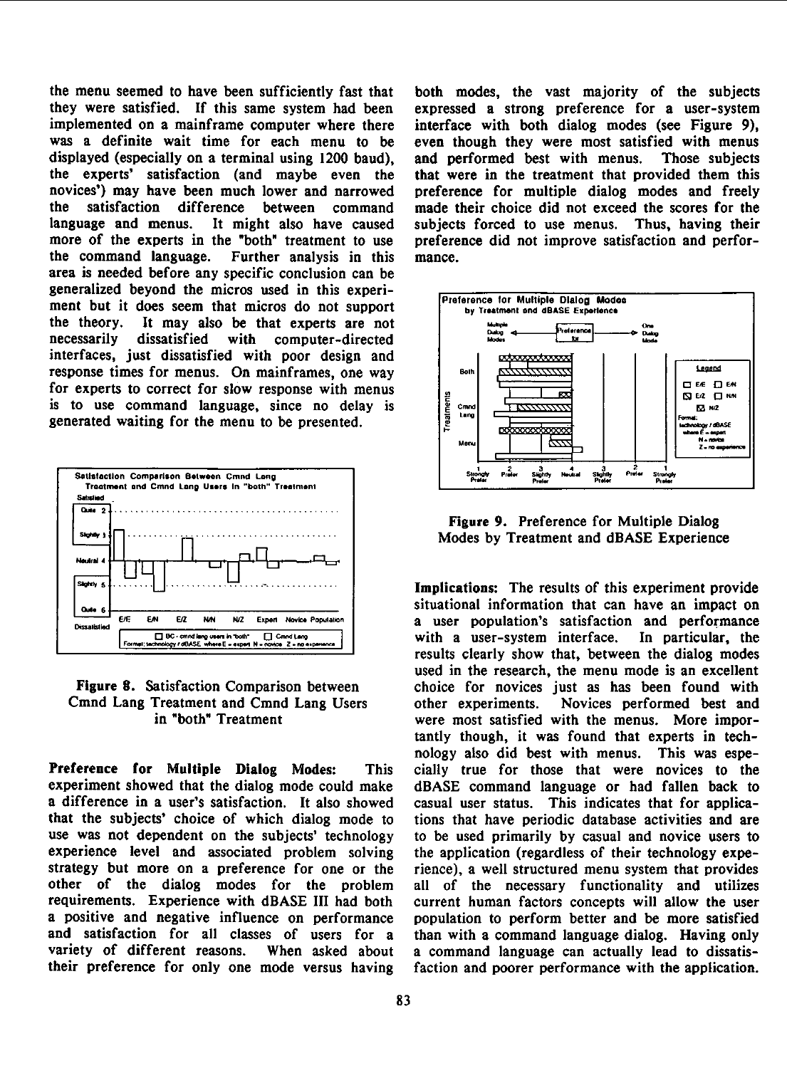the menu seemed to have been sufficiently fast that they were satisfied. If this same system had been implemented on a mainframe computer where there was a definite wait time for each menu to be displayed (especially on a terminal using 1200 baud), the experts' satisfaction (and maybe even the novices') may have been much lower and narrowed the satisfaction difference between command language and menus. It might also have caused more of the experts in the "both" treatment to use the command language. Further analysis in this area is needed before any specific conclusion can be generalized beyond the micros used in this experiment but it does seem that micros do not support the theory. It may also be that experts are not necessarily dissatisfied with computer-directed interfaces, just dissatisfied with poor design and response times for menus. On mainframes, one way for experts to correct for slow response with menus is to use command language, since no delay is generated waiting for the menu to be presented.

**Figure 8.** Satisfaction Comparison between Cmnd Lang Treatment and Cmnd Lang Users in "both" Treatment

**Preference for Multiple Dialog Modes:** This experiment showed that the dialog mode could make a difference in a user's satisfaction. It also showed that the subjects' choice of which dialog mode to use was not dependent on the subjects' technology experience level and associated problem solving strategy but more on a preference for one or the other of the dialog modes for the problem requirements. Experience with dBASE III had both a positive and negative influence on performance and satisfaction for all classes of users for a variety of different reasons. When asked about their preference for only one mode versus having both modes, the vast majority of the subjects expressed a strong preference for a user-system interface with both dialog modes (see Figure 9), even though they were most satisfied with menus and performed best with menus. Those subjects that were in the treatment that provided them this preference for multiple dialog modes and freely made their choice did not exceed the scores for the subjects forced to use menus. Thus, having their preference did not improve satisfaction and performance.

**Figure 9.** Preference for Multiple Dialog Modes by Treatment and dBASE Experience

**Implications:** The results of this experiment provide situational information that can have an impact on a user population's satisfaction and performance with a user-system interface. In particular, the results clearly show that, between the dialog modes used in the research, the menu mode is an excellent choice for novices just as has been found with other experiments. Novices performed best and were most satisfied with the menus. More importantly though, it was found that experts in technology also did best with menus. This was especially true for those that were novices to the dBASE command language or had fallen back to casual user status. This indicates that for applications that have periodic database activities and are to be used primarily by casual and novice users to the application (regardless of their technology experience), a well structured menu system that provides all of the necessary functionality and utilizes current human factors concepts will allow the user population to perform better and be more satisfied than with a command language dialog. Having only a command language can actually lead to dissatisfaction and poorer performance with the application.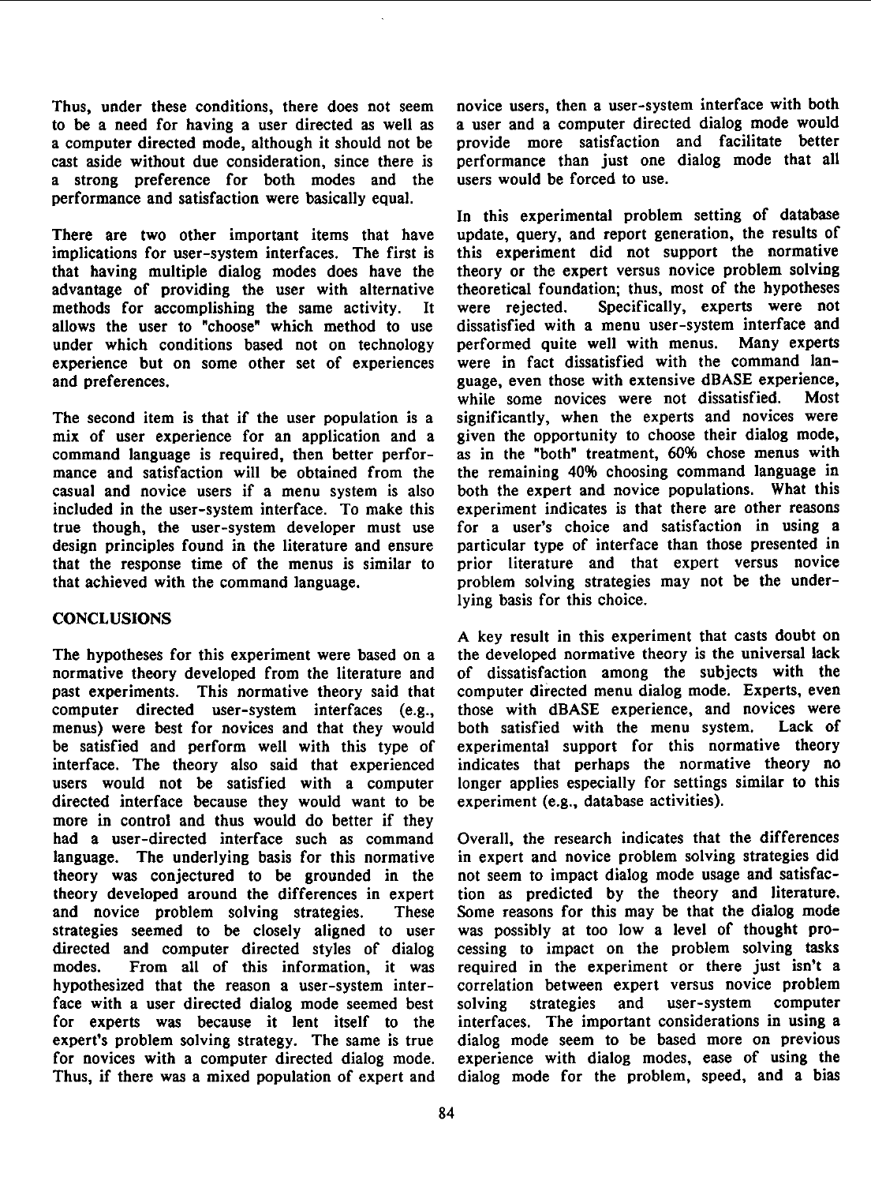Thus, under these conditions, there does not seem to be a need for having a user directed as well as a computer directed mode, although it should not be cast aside without due consideration, since there is a strong preference for both modes and the performance and satisfaction were basically equal.

There are two other important items that have implications for user-system interfaces. The first is that having multiple dialog modes does have the advantage of providing the user with alternative methods for accomplishing the same activity. It allows the user to "choose" which method to use under which conditions based not on technology experience but on some other set of experiences and preferences.

The second item is that if the user population is a mix of user experience for an application and a command language is required, then better performance and satisfaction will be obtained from the casual and novice users if a menu system is also included in the user-system interface. To make this true though, the user-system developer must use design principles found in the literature and ensure that the response time of the menus is similar to that achieved with the command language.

## CONCLUSIONS

The hypotheses for this experiment were based on a normative theory developed from the literature and past experiments. This normative theory said that computer directed user-system interfaces (e.g., menus) were best for novices and that they would be satisfied and perform well with this type of interface. The theory also said that experienced users would not be satisfied with a computer directed interface because they would want to be more in control and thus would do better if they had a user-directed interface such as command language. The underlying basis for this normative theory was conjectured to be grounded in the theory developed around the differences in expert and novice problem solving strategies. These strategies seemed to be closely aligned to user directed and computer directed styles of dialog modes. From all of this information, it was hypothesized that the reason a user-system interface with a user directed dialog mode seemed best for experts was because it lent itself to the expert's problem solving strategy. The same is true for novices with a computer directed dialog mode. Thus, if there was a mixed population of expert and novice users, then a user-system interface with both a user and a computer directed dialog mode would provide more satisfaction and facilitate better performance than just one dialog mode that all users would be forced to use.

In this experimental problem setting of database update, query, and report generation, the results of this experiment did not support the normative theory or the expert versus novice problem solving theoretical foundation; thus, most of the hypotheses were rejected. Specifically, experts were not dissatisfied with a menu user-system interface and performed quite well with menus. Many experts were in fact dissatisfied with the command language, even those with extensive dBASE experience, while some novices were not dissatisfied. Most significantly, when the experts and novices were given the opportunity to choose their dialog mode, as in the "both" treatment, 60% chose menus with the remaining 40% choosing command language in both the expert and novice populations. What this experiment indicates is that there are other reasons for a user's choice and satisfaction in using a particular type of interface than those presented in prior literature and that expert versus novice problem solving strategies may not be the underlying basis for this choice.

A key result in this experiment that casts doubt on the developed normative theory is the universal lack of dissatisfaction among the subjects with the computer directed menu dialog mode. Experts, even those with dBASE experience, and novices were both satisfied with the menu system. Lack of experimental support for this normative theory indicates that perhaps the normative theory no longer applies especially for settings similar to this experiment (e.g., database activities).

Overall, the research indicates that the differences in expert and novice problem solving strategies did not seem to impact dialog mode usage and satisfaction as predicted by the theory and literature. Some reasons for this may be that the dialog mode was possibly at too low a level of thought processing to impact on the problem solving tasks required in the experiment or there just isn't a correlation between expert versus novice problem solving strategies and user-system computer interfaces. The important considerations in using a dialog mode seem to be based more on previous experience with dialog modes, ease of using the dialog mode for the problem, speed, and a bias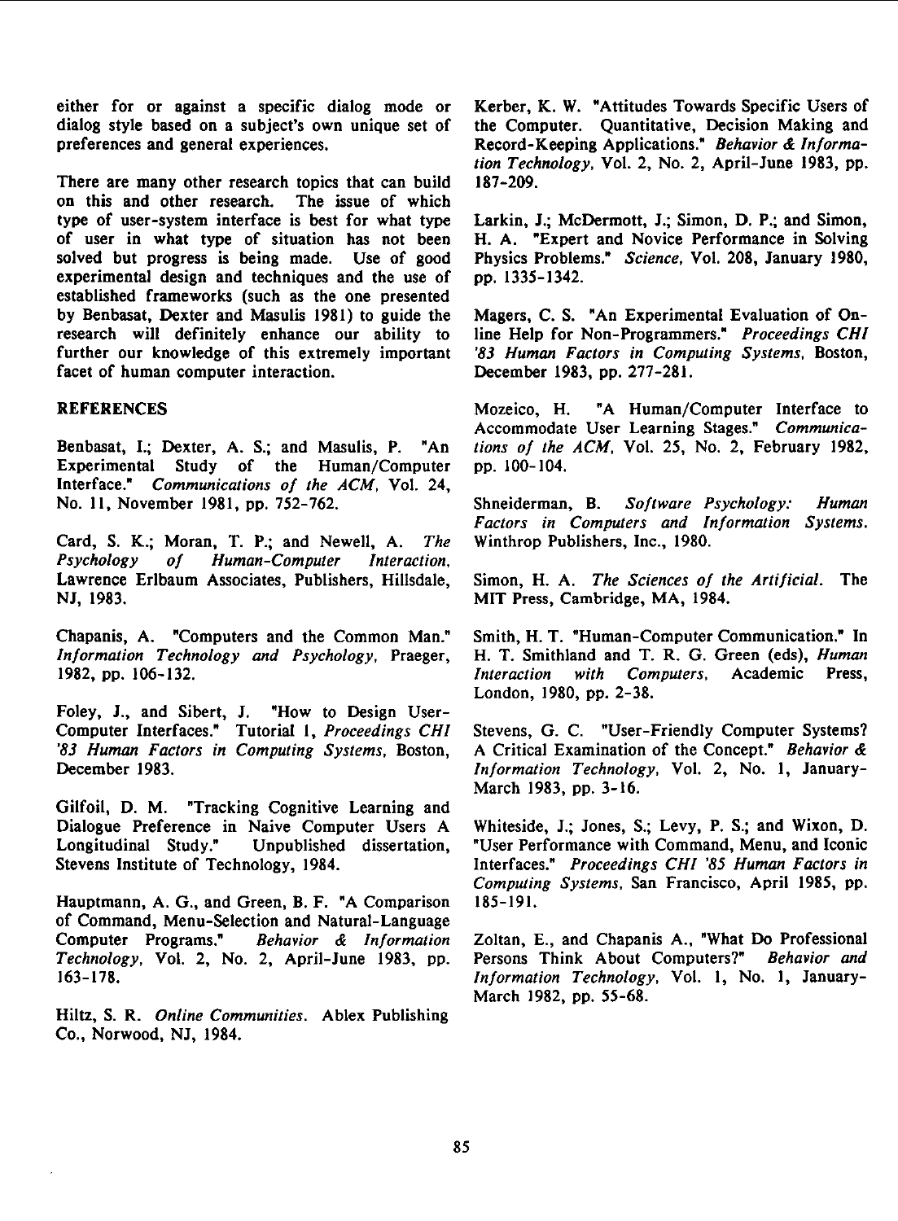either for or against a specific dialog mode or dialog style based on a subject's own unique set of preferences and general experiences.

There are many other research topics that can build on this and other research. The issue of which type of user-system interface is best for what type of user in what type of situation has not been solved but progress is being made. Use of good experimental design and techniques and the use of established frameworks (such as the one presented by Benbasat, Dexter and Masulis 1981) to guide the research will definitely enhance our ability to further our knowledge of this extremely important facet of human computer interaction.

## REFERENCES

Benbasat, I.; Dexter, A. S.; and Masulis, P. "An Experimental Study of the Human/Computer Interface." *Communications of the ACM*, Vol. 24, No. 11, November 1981, pp. 752-762.

Card, S. K.; Moran, T. P.; and Newell, A. *The Psychology of Human-Computer Interaction*, Lawrence Erlbaum Associates, Publishers, Hillsdale, NJ, 1983.

Chapanis, A. "Computers and the Common Man." *Information Technology and Psychology*, Praeger, 1982, pp. 106-132.

Foley, J., and Sibert, J. "How to Design User-Computer Interfaces." Tutorial 1, *Proceedings CHI '83 Human Factors in Computing Systems*, Boston, December 1983.

Gilfoil, D. M. "Tracking Cognitive Learning and Dialogue Preference in Naive Computer Users A Longitudinal Study." Unpublished dissertation, Stevens Institute of Technology, 1984.

Hauptmann, A. G., and Green, B. F. "A Comparison of Command, Menu-Selection and Natural-Language Computer Programs." *Behavior & Information Technology*, Vol. 2, No. 2, April-June 1983, pp. 163-178.

Hiltz, S. R. *Online Communities*. Ablex Publishing Co., Norwood, NJ, 1984.

Kerber, K. W. "Attitudes Towards Specific Users of the Computer. Quantitative, Decision Making and Record-Keeping Applications." *Behavior & Information Technology*, Vol. 2, No. 2, April-June 1983, pp. 187-209.

Larkin, J.; McDermott, J.; Simon, D. P.; and Simon, H. A. "Expert and Novice Performance in Solving Physics Problems." *Science*, Vol. 208, January 1980, pp. 1335-1342.

Magers, C. S. "An Experimental Evaluation of On-line Help for Non-Programmers." *Proceedings CHI '83 Human Factors in Computing Systems*, Boston, December 1983, pp. 277-281.

Mozeico, H. "A Human/Computer Interface to Accommodate User Learning Stages." *Communications of the ACM*, Vol. 25, No. 2, February 1982, pp. 100-104.

Shneiderman, B. *Software Psychology: Human Factors in Computers and Information Systems*. Winthrop Publishers, Inc., 1980.

Simon, H. A. *The Sciences of the Artificial*. The MIT Press, Cambridge, MA, 1984.

Smith, H. T. "Human-Computer Communication." In H. T. Smithland and T. R. G. Green (eds), *Human Interaction with Computers*, Academic Press, London, 1980, pp. 2-38.

Stevens, G. C. "User-Friendly Computer Systems? A Critical Examination of the Concept." *Behavior & Information Technology*, Vol. 2, No. 1, January-March 1983, pp. 3-16.

Whiteside, J.; Jones, S.; Levy, P. S.; and Wixon, D. "User Performance with Command, Menu, and Iconic Interfaces." *Proceedings CHI '85 Human Factors in Computing Systems*, San Francisco, April 1985, pp. 185-191.

Zoltan, E., and Chapanis A., "What Do Professional Persons Think About Computers?" *Behavior and Information Technology*, Vol. 1, No. 1, January-March 1982, pp. 55-68.